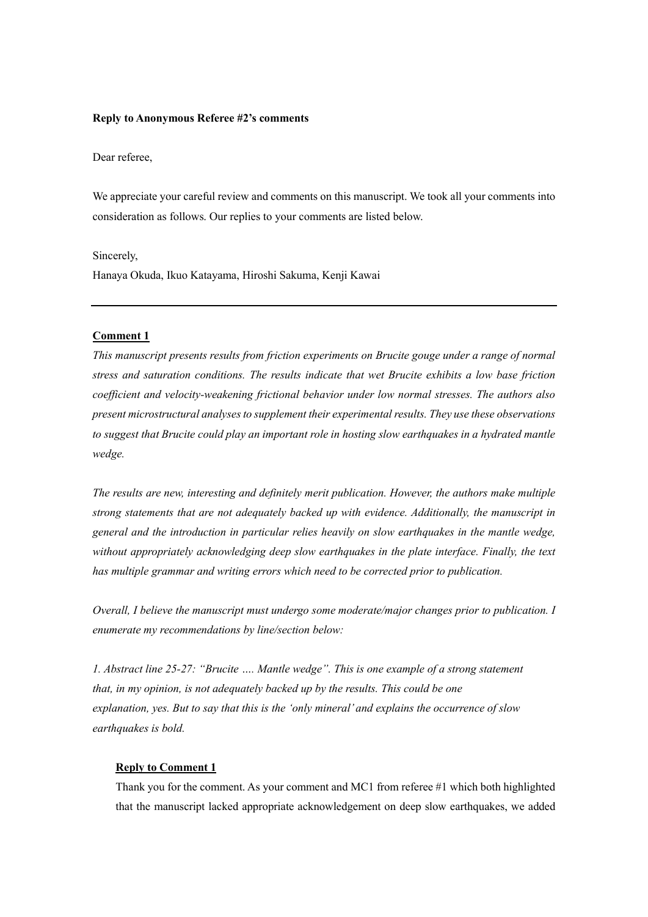**Reply to Anonymous Referee #2's comments**

Dear referee,

We appreciate your careful review and comments on this manuscript. We took all your comments into consideration as follows. Our replies to your comments are listed below.

Sincerely,
Hanaya Okuda, Ikuo Katayama, Hiroshi Sakuma, Kenji Kawai

---

**Comment 1**

*This manuscript presents results from friction experiments on Brucite gouge under a range of normal stress and saturation conditions. The results indicate that wet Brucite exhibits a low base friction coefficient and velocity-weakening frictional behavior under low normal stresses. The authors also present microstructural analyses to supplement their experimental results. They use these observations to suggest that Brucite could play an important role in hosting slow earthquakes in a hydrated mantle wedge.*

*The results are new, interesting and definitely merit publication. However, the authors make multiple strong statements that are not adequately backed up with evidence. Additionally, the manuscript in general and the introduction in particular relies heavily on slow earthquakes in the mantle wedge, without appropriately acknowledging deep slow earthquakes in the plate interface. Finally, the text has multiple grammar and writing errors which need to be corrected prior to publication.*

*Overall, I believe the manuscript must undergo some moderate/major changes prior to publication. I enumerate my recommendations by line/section below:*

*1. Abstract line 25-27: "Brucite …. Mantle wedge". This is one example of a strong statement that, in my opinion, is not adequately backed up by the results. This could be one explanation, yes. But to say that this is the 'only mineral' and explains the occurrence of slow earthquakes is bold.*

**Reply to Comment 1**

Thank you for the comment. As your comment and MC1 from referee #1 which both highlighted that the manuscript lacked appropriate acknowledgement on deep slow earthquakes, we added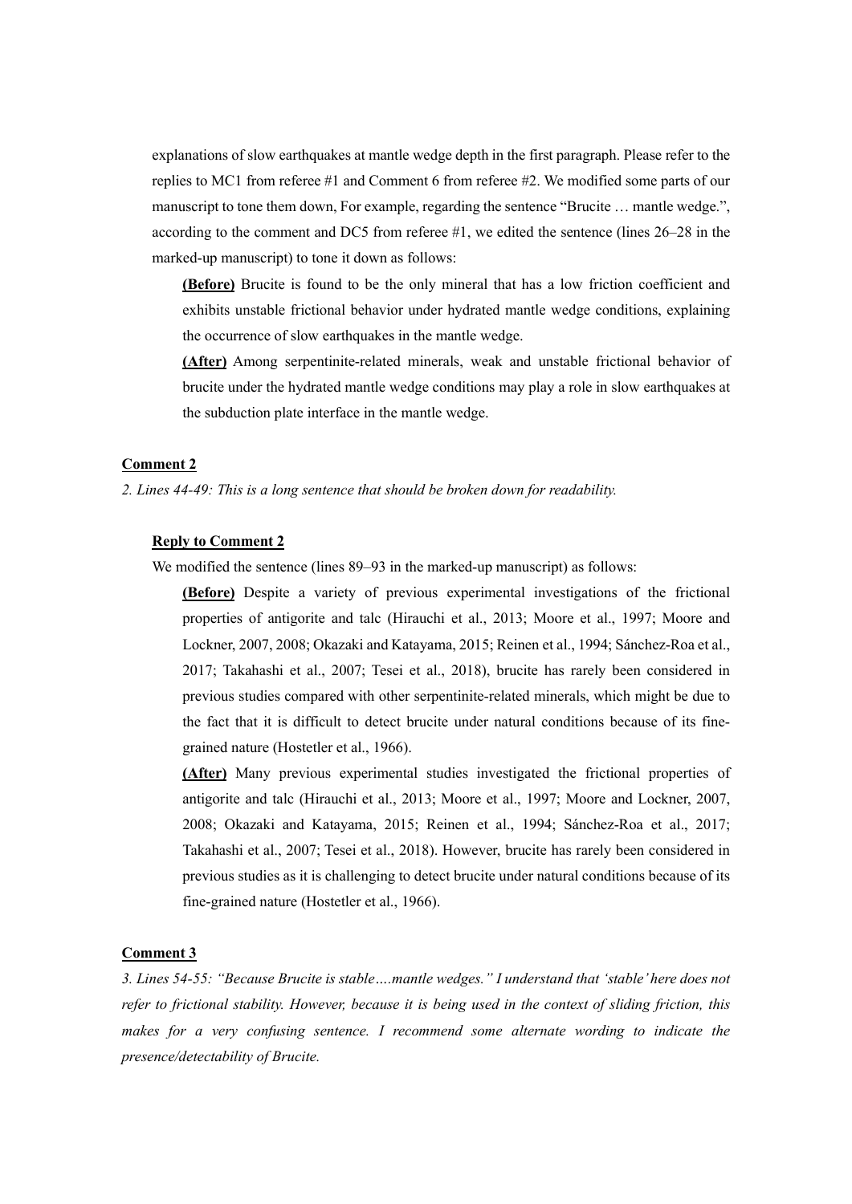explanations of slow earthquakes at mantle wedge depth in the first paragraph. Please refer to the replies to MC1 from referee #1 and Comment 6 from referee #2. We modified some parts of our manuscript to tone them down, For example, regarding the sentence "Brucite … mantle wedge.", according to the comment and DC5 from referee #1, we edited the sentence (lines 26–28 in the marked-up manuscript) to tone it down as follows:

**(Before)** Brucite is found to be the only mineral that has a low friction coefficient and exhibits unstable frictional behavior under hydrated mantle wedge conditions, explaining the occurrence of slow earthquakes in the mantle wedge.

**(After)** Among serpentinite-related minerals, weak and unstable frictional behavior of brucite under the hydrated mantle wedge conditions may play a role in slow earthquakes at the subduction plate interface in the mantle wedge.

**Comment 2**

*2. Lines 44-49: This is a long sentence that should be broken down for readability.*

**Reply to Comment 2**

We modified the sentence (lines 89–93 in the marked-up manuscript) as follows:

**(Before)** Despite a variety of previous experimental investigations of the frictional properties of antigorite and talc (Hirauchi et al., 2013; Moore et al., 1997; Moore and Lockner, 2007, 2008; Okazaki and Katayama, 2015; Reinen et al., 1994; Sánchez-Roa et al., 2017; Takahashi et al., 2007; Tesei et al., 2018), brucite has rarely been considered in previous studies compared with other serpentinite-related minerals, which might be due to the fact that it is difficult to detect brucite under natural conditions because of its fine-grained nature (Hostetler et al., 1966).

**(After)** Many previous experimental studies investigated the frictional properties of antigorite and talc (Hirauchi et al., 2013; Moore et al., 1997; Moore and Lockner, 2007, 2008; Okazaki and Katayama, 2015; Reinen et al., 1994; Sánchez-Roa et al., 2017; Takahashi et al., 2007; Tesei et al., 2018). However, brucite has rarely been considered in previous studies as it is challenging to detect brucite under natural conditions because of its fine-grained nature (Hostetler et al., 1966).

**Comment 3**

*3. Lines 54-55: "Because Brucite is stable….mantle wedges." I understand that 'stable' here does not refer to frictional stability. However, because it is being used in the context of sliding friction, this makes for a very confusing sentence. I recommend some alternate wording to indicate the presence/detectability of Brucite.*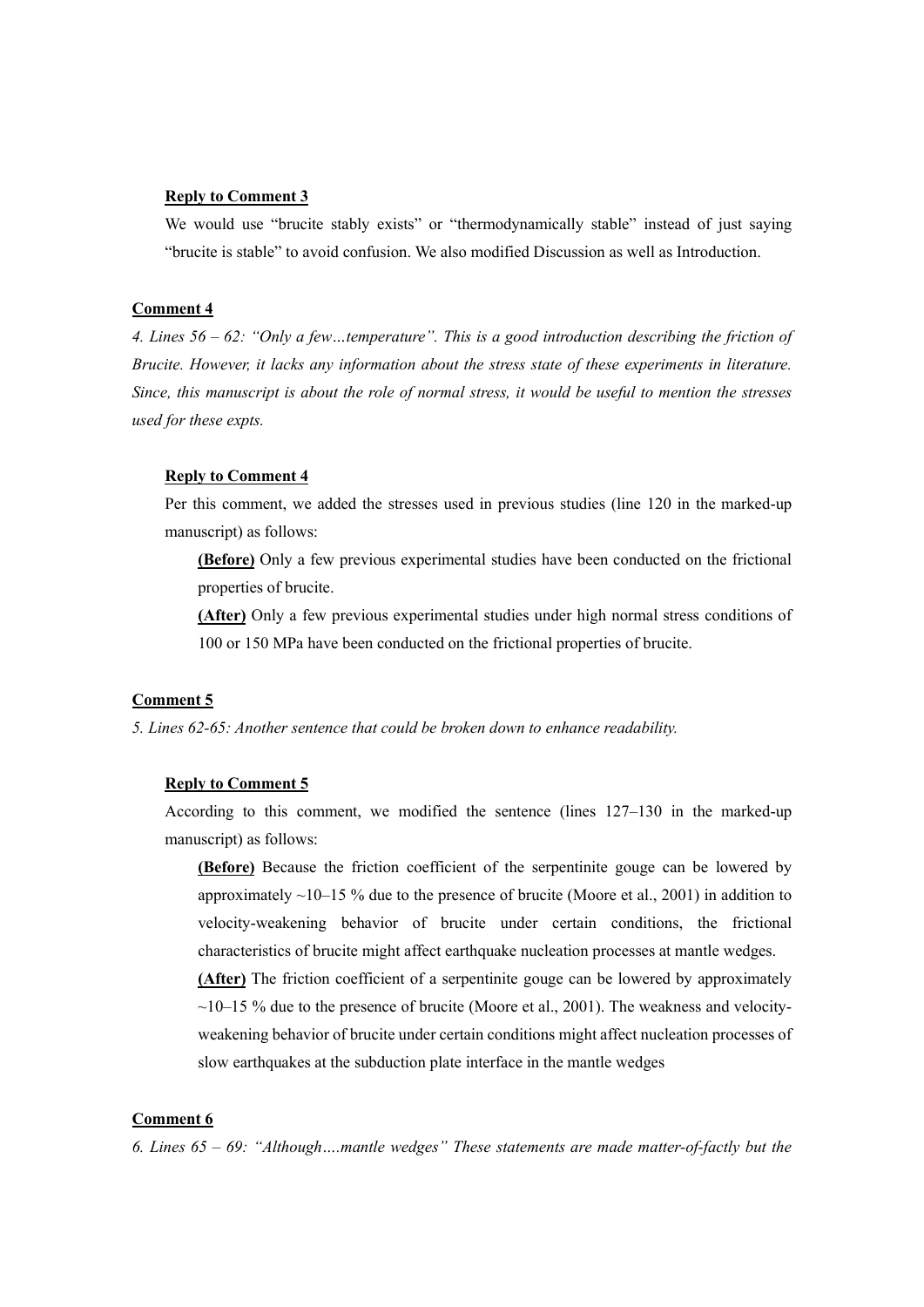**Reply to Comment 3**

We would use "brucite stably exists" or "thermodynamically stable" instead of just saying "brucite is stable" to avoid confusion. We also modified Discussion as well as Introduction.

**Comment 4**

*4. Lines 56 – 62: "Only a few…temperature". This is a good introduction describing the friction of Brucite. However, it lacks any information about the stress state of these experiments in literature. Since, this manuscript is about the role of normal stress, it would be useful to mention the stresses used for these expts.*

**Reply to Comment 4**

Per this comment, we added the stresses used in previous studies (line 120 in the marked-up manuscript) as follows:

**(Before)** Only a few previous experimental studies have been conducted on the frictional properties of brucite.

**(After)** Only a few previous experimental studies under high normal stress conditions of 100 or 150 MPa have been conducted on the frictional properties of brucite.

**Comment 5**

*5. Lines 62-65: Another sentence that could be broken down to enhance readability.*

**Reply to Comment 5**

According to this comment, we modified the sentence (lines 127–130 in the marked-up manuscript) as follows:

**(Before)** Because the friction coefficient of the serpentinite gouge can be lowered by approximately ~10–15 % due to the presence of brucite (Moore et al., 2001) in addition to velocity-weakening behavior of brucite under certain conditions, the frictional characteristics of brucite might affect earthquake nucleation processes at mantle wedges.

**(After)** The friction coefficient of a serpentinite gouge can be lowered by approximately ~10–15 % due to the presence of brucite (Moore et al., 2001). The weakness and velocity-weakening behavior of brucite under certain conditions might affect nucleation processes of slow earthquakes at the subduction plate interface in the mantle wedges

**Comment 6**

*6. Lines 65 – 69: "Although….mantle wedges" These statements are made matter-of-factly but the*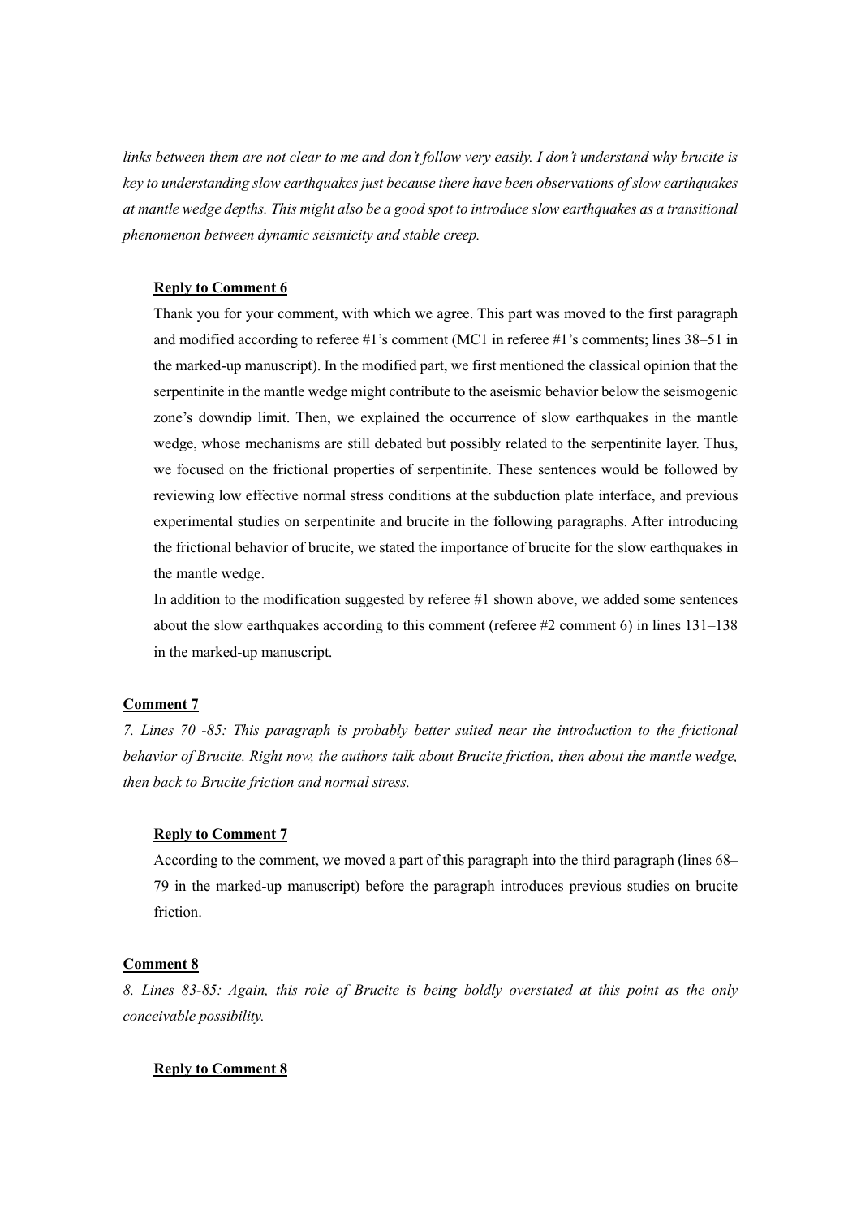*links between them are not clear to me and don't follow very easily. I don't understand why brucite is key to understanding slow earthquakes just because there have been observations of slow earthquakes at mantle wedge depths. This might also be a good spot to introduce slow earthquakes as a transitional phenomenon between dynamic seismicity and stable creep.*

**Reply to Comment 6**

Thank you for your comment, with which we agree. This part was moved to the first paragraph and modified according to referee #1's comment (MC1 in referee #1's comments; lines 38–51 in the marked-up manuscript). In the modified part, we first mentioned the classical opinion that the serpentinite in the mantle wedge might contribute to the aseismic behavior below the seismogenic zone's downdip limit. Then, we explained the occurrence of slow earthquakes in the mantle wedge, whose mechanisms are still debated but possibly related to the serpentinite layer. Thus, we focused on the frictional properties of serpentinite. These sentences would be followed by reviewing low effective normal stress conditions at the subduction plate interface, and previous experimental studies on serpentinite and brucite in the following paragraphs. After introducing the frictional behavior of brucite, we stated the importance of brucite for the slow earthquakes in the mantle wedge.

In addition to the modification suggested by referee #1 shown above, we added some sentences about the slow earthquakes according to this comment (referee #2 comment 6) in lines 131–138 in the marked-up manuscript.

**Comment 7**

*7. Lines 70 -85: This paragraph is probably better suited near the introduction to the frictional behavior of Brucite. Right now, the authors talk about Brucite friction, then about the mantle wedge, then back to Brucite friction and normal stress.*

**Reply to Comment 7**

According to the comment, we moved a part of this paragraph into the third paragraph (lines 68–79 in the marked-up manuscript) before the paragraph introduces previous studies on brucite friction.

**Comment 8**

*8. Lines 83-85: Again, this role of Brucite is being boldly overstated at this point as the only conceivable possibility.*

**Reply to Comment 8**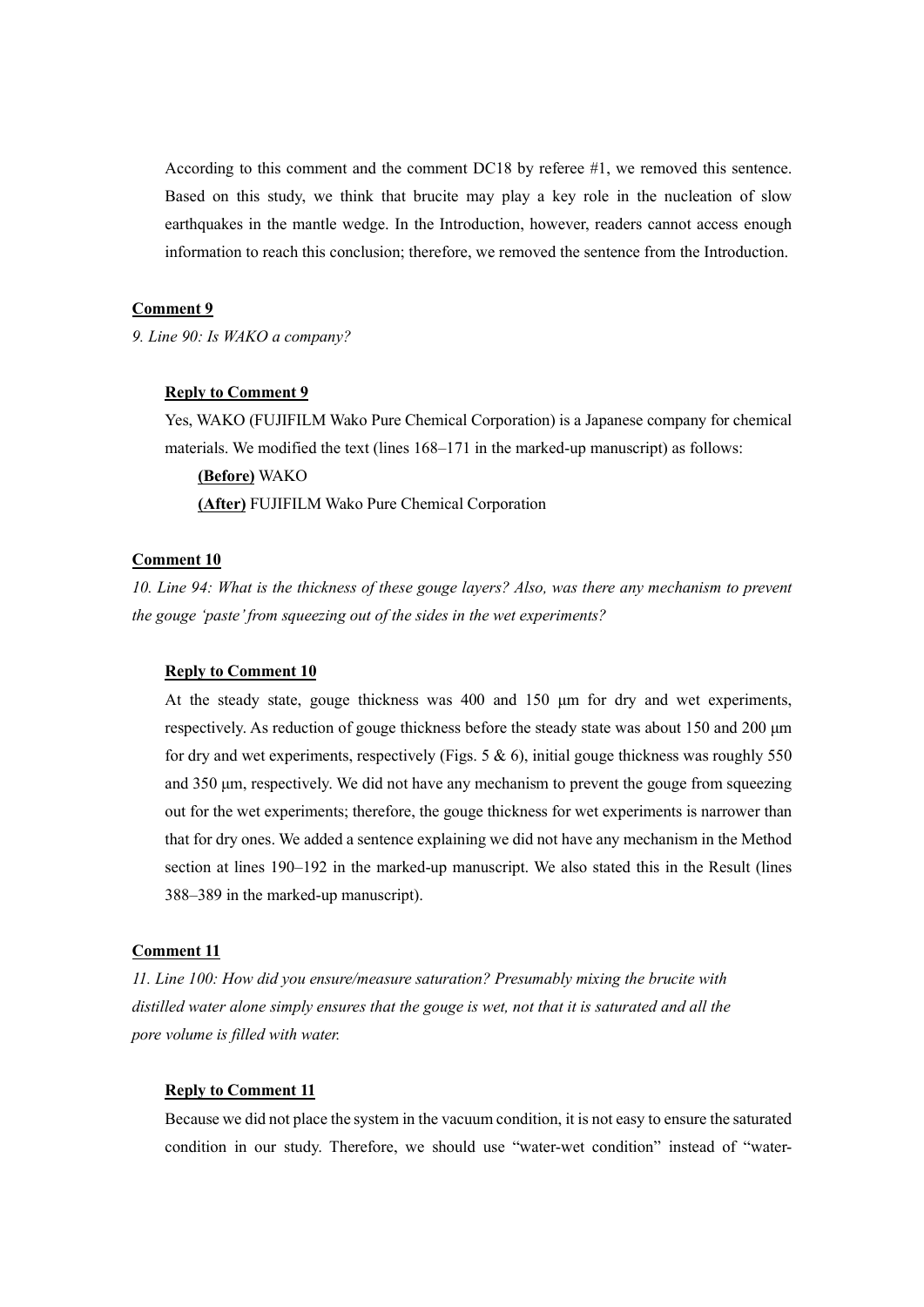According to this comment and the comment DC18 by referee #1, we removed this sentence. Based on this study, we think that brucite may play a key role in the nucleation of slow earthquakes in the mantle wedge. In the Introduction, however, readers cannot access enough information to reach this conclusion; therefore, we removed the sentence from the Introduction.

**Comment 9**

*9. Line 90: Is WAKO a company?*

**Reply to Comment 9**

Yes, WAKO (FUJIFILM Wako Pure Chemical Corporation) is a Japanese company for chemical materials. We modified the text (lines 168–171 in the marked-up manuscript) as follows:

**(Before)** WAKO

**(After)** FUJIFILM Wako Pure Chemical Corporation

**Comment 10**

*10. Line 94: What is the thickness of these gouge layers? Also, was there any mechanism to prevent the gouge 'paste' from squeezing out of the sides in the wet experiments?*

**Reply to Comment 10**

At the steady state, gouge thickness was 400 and 150 μm for dry and wet experiments, respectively. As reduction of gouge thickness before the steady state was about 150 and 200 μm for dry and wet experiments, respectively (Figs. 5 & 6), initial gouge thickness was roughly 550 and 350 μm, respectively. We did not have any mechanism to prevent the gouge from squeezing out for the wet experiments; therefore, the gouge thickness for wet experiments is narrower than that for dry ones. We added a sentence explaining we did not have any mechanism in the Method section at lines 190–192 in the marked-up manuscript. We also stated this in the Result (lines 388–389 in the marked-up manuscript).

**Comment 11**

*11. Line 100: How did you ensure/measure saturation? Presumably mixing the brucite with distilled water alone simply ensures that the gouge is wet, not that it is saturated and all the pore volume is filled with water.*

**Reply to Comment 11**

Because we did not place the system in the vacuum condition, it is not easy to ensure the saturated condition in our study. Therefore, we should use "water-wet condition" instead of "water-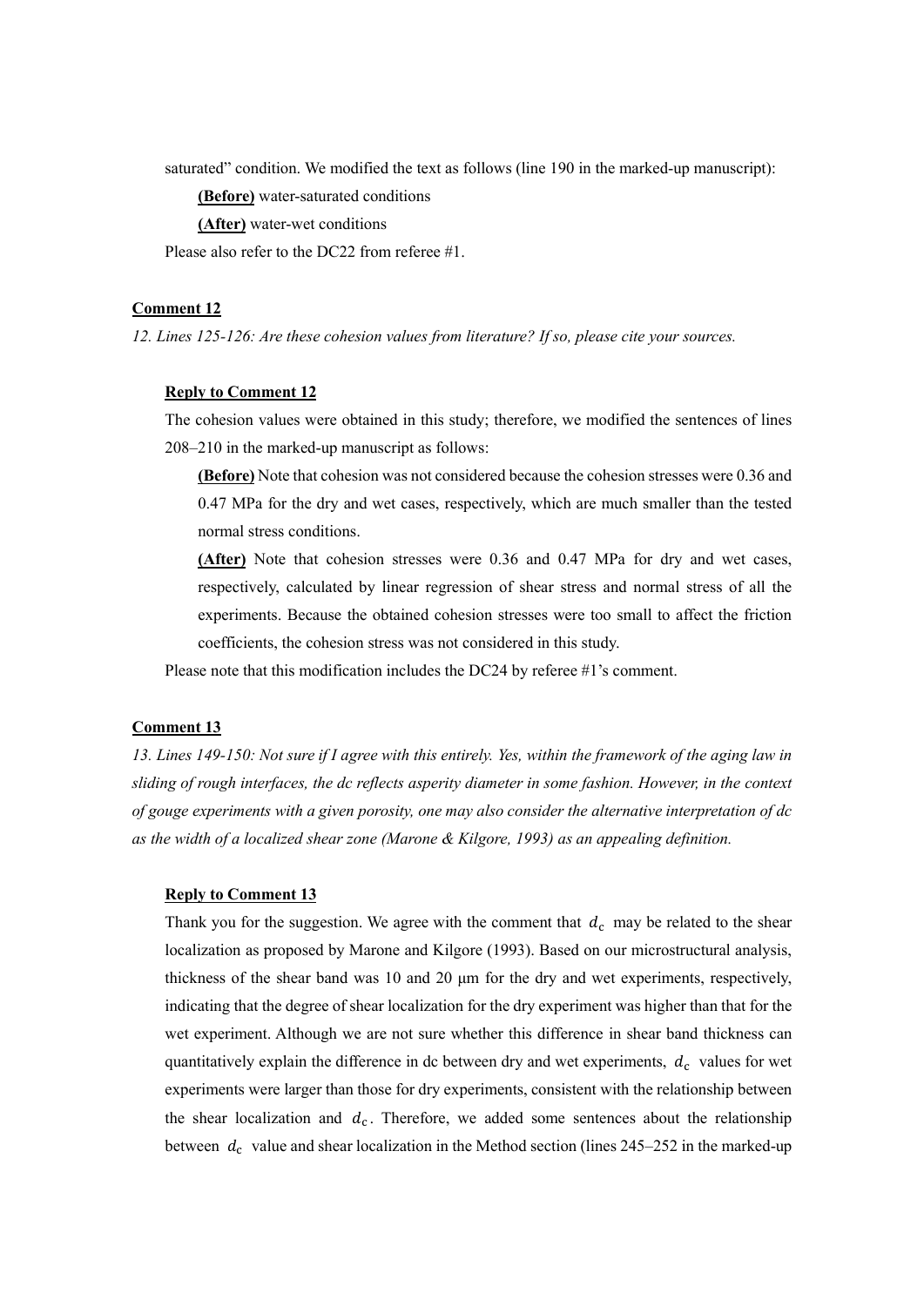saturated" condition. We modified the text as follows (line 190 in the marked-up manuscript):

**(Before)** water-saturated conditions

**(After)** water-wet conditions

Please also refer to the DC22 from referee #1.

**Comment 12**

*12. Lines 125-126: Are these cohesion values from literature? If so, please cite your sources.*

**Reply to Comment 12**

The cohesion values were obtained in this study; therefore, we modified the sentences of lines 208–210 in the marked-up manuscript as follows:

**(Before)** Note that cohesion was not considered because the cohesion stresses were 0.36 and 0.47 MPa for the dry and wet cases, respectively, which are much smaller than the tested normal stress conditions.

**(After)** Note that cohesion stresses were 0.36 and 0.47 MPa for dry and wet cases, respectively, calculated by linear regression of shear stress and normal stress of all the experiments. Because the obtained cohesion stresses were too small to affect the friction coefficients, the cohesion stress was not considered in this study.

Please note that this modification includes the DC24 by referee #1's comment.

**Comment 13**

*13. Lines 149-150: Not sure if I agree with this entirely. Yes, within the framework of the aging law in sliding of rough interfaces, the dc reflects asperity diameter in some fashion. However, in the context of gouge experiments with a given porosity, one may also consider the alternative interpretation of dc as the width of a localized shear zone (Marone & Kilgore, 1993) as an appealing definition.*

**Reply to Comment 13**

Thank you for the suggestion. We agree with the comment that $d_c$ may be related to the shear localization as proposed by Marone and Kilgore (1993). Based on our microstructural analysis, thickness of the shear band was 10 and 20 μm for the dry and wet experiments, respectively, indicating that the degree of shear localization for the dry experiment was higher than that for the wet experiment. Although we are not sure whether this difference in shear band thickness can quantitatively explain the difference in dc between dry and wet experiments, $d_c$ values for wet experiments were larger than those for dry experiments, consistent with the relationship between the shear localization and $d_c$. Therefore, we added some sentences about the relationship between $d_c$ value and shear localization in the Method section (lines 245–252 in the marked-up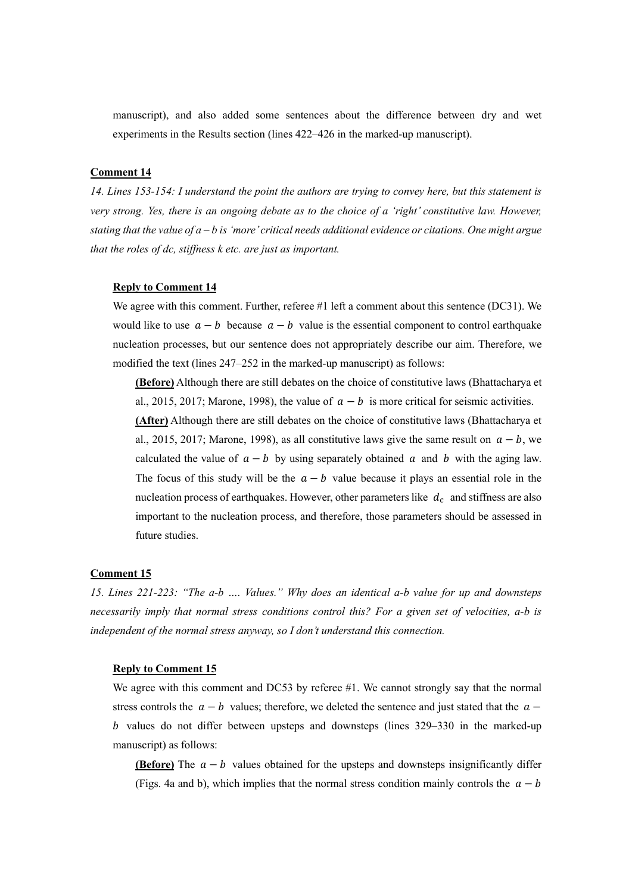manuscript), and also added some sentences about the difference between dry and wet experiments in the Results section (lines 422–426 in the marked-up manuscript).

**Comment 14**

*14. Lines 153-154: I understand the point the authors are trying to convey here, but this statement is very strong. Yes, there is an ongoing debate as to the choice of a 'right' constitutive law. However, stating that the value of a – b is 'more' critical needs additional evidence or citations. One might argue that the roles of dc, stiffness k etc. are just as important.*

**Reply to Comment 14**

We agree with this comment. Further, referee #1 left a comment about this sentence (DC31). We would like to use $a-b$ because $a-b$ value is the essential component to control earthquake nucleation processes, but our sentence does not appropriately describe our aim. Therefore, we modified the text (lines 247–252 in the marked-up manuscript) as follows:

**(Before)** Although there are still debates on the choice of constitutive laws (Bhattacharya et al., 2015, 2017; Marone, 1998), the value of $a-b$ is more critical for seismic activities.

**(After)** Although there are still debates on the choice of constitutive laws (Bhattacharya et al., 2015, 2017; Marone, 1998), as all constitutive laws give the same result on $a-b$, we calculated the value of $a-b$ by using separately obtained $a$ and $b$ with the aging law. The focus of this study will be the $a-b$ value because it plays an essential role in the nucleation process of earthquakes. However, other parameters like $d_c$ and stiffness are also important to the nucleation process, and therefore, those parameters should be assessed in future studies.

**Comment 15**

*15. Lines 221-223: "The a-b …. Values." Why does an identical a-b value for up and downsteps necessarily imply that normal stress conditions control this? For a given set of velocities, a-b is independent of the normal stress anyway, so I don't understand this connection.*

**Reply to Comment 15**

We agree with this comment and DC53 by referee #1. We cannot strongly say that the normal stress controls the $a-b$ values; therefore, we deleted the sentence and just stated that the $a-b$ values do not differ between upsteps and downsteps (lines 329–330 in the marked-up manuscript) as follows:

**(Before)** The $a-b$ values obtained for the upsteps and downsteps insignificantly differ (Figs. 4a and b), which implies that the normal stress condition mainly controls the $a-b$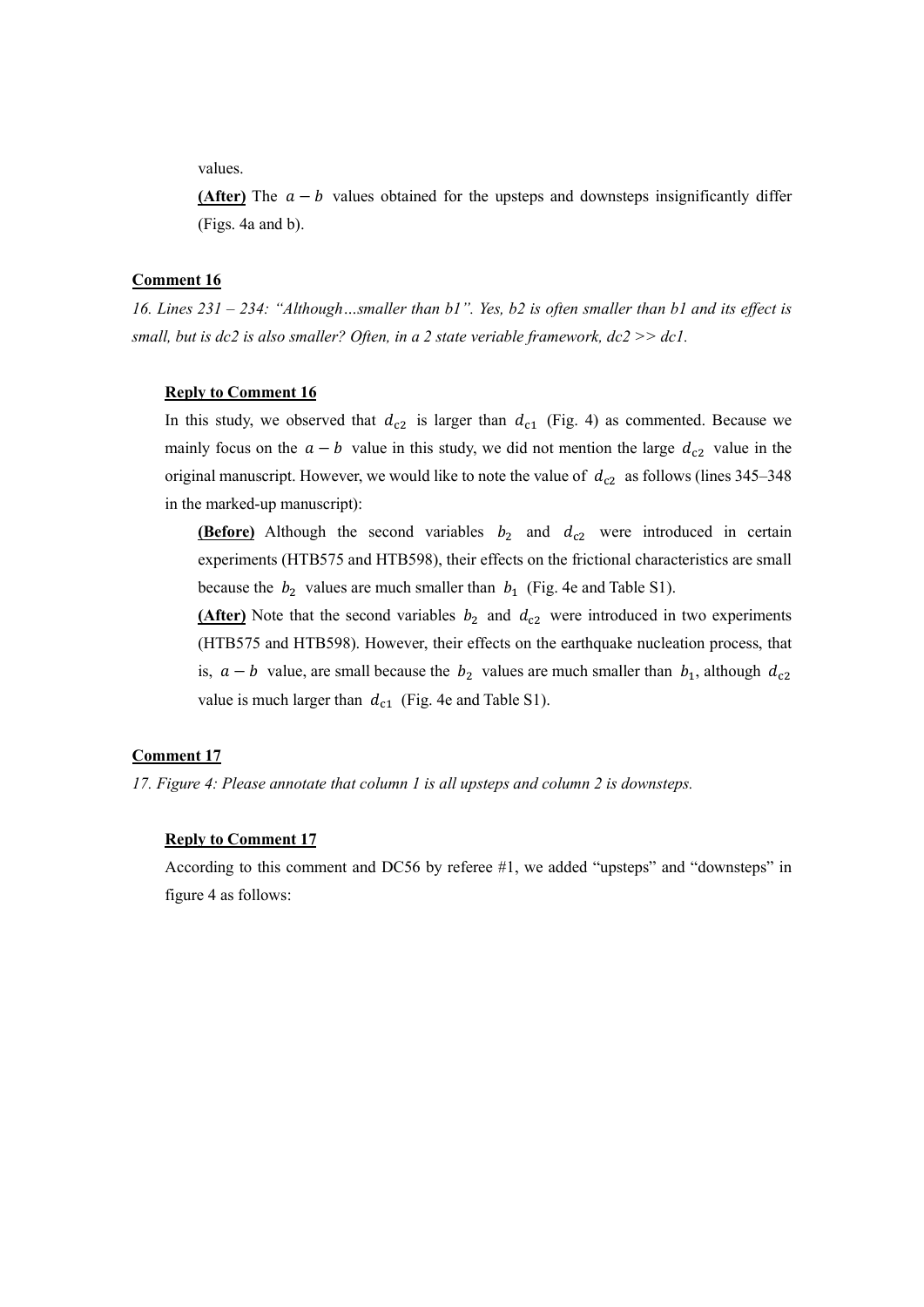values.

**(After)** The $a-b$ values obtained for the upsteps and downsteps insignificantly differ (Figs. 4a and b).

**Comment 16**

*16. Lines 231 – 234: "Although…smaller than b1". Yes, b2 is often smaller than b1 and its effect is small, but is dc2 is also smaller? Often, in a 2 state veriable framework, dc2 >> dc1.*

**Reply to Comment 16**

In this study, we observed that $d_{c2}$ is larger than $d_{c1}$ (Fig. 4) as commented. Because we mainly focus on the $a-b$ value in this study, we did not mention the large $d_{c2}$ value in the original manuscript. However, we would like to note the value of $d_{c2}$ as follows (lines 345–348 in the marked-up manuscript):

**(Before)** Although the second variables $b_2$ and $d_{c2}$ were introduced in certain experiments (HTB575 and HTB598), their effects on the frictional characteristics are small because the $b_2$ values are much smaller than $b_1$ (Fig. 4e and Table S1).

**(After)** Note that the second variables $b_2$ and $d_{c2}$ were introduced in two experiments (HTB575 and HTB598). However, their effects on the earthquake nucleation process, that is, $a-b$ value, are small because the $b_2$ values are much smaller than $b_1$, although $d_{c2}$ value is much larger than $d_{c1}$ (Fig. 4e and Table S1).

**Comment 17**

*17. Figure 4: Please annotate that column 1 is all upsteps and column 2 is downsteps.*

**Reply to Comment 17**

According to this comment and DC56 by referee #1, we added "upsteps" and "downsteps" in figure 4 as follows: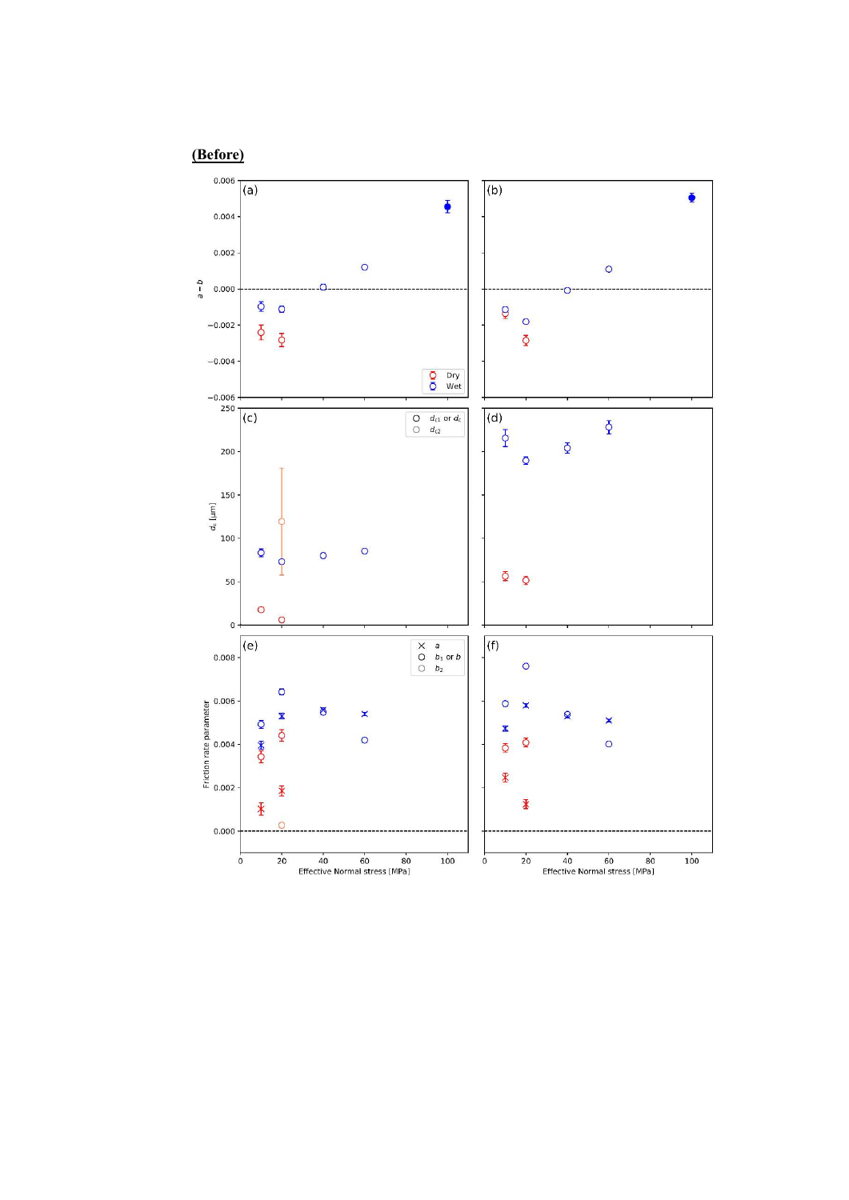**(Before)**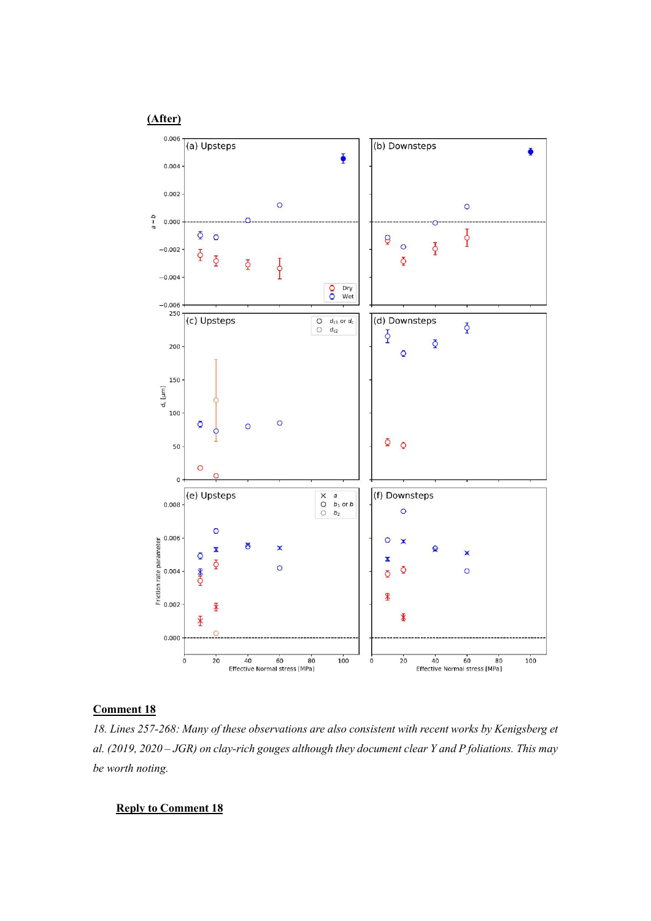**(After)**

**Comment 18**

*18. Lines 257-268: Many of these observations are also consistent with recent works by Kenigsberg et al. (2019, 2020 – JGR) on clay-rich gouges although they document clear Y and P foliations. This may be worth noting.*

**Reply to Comment 18**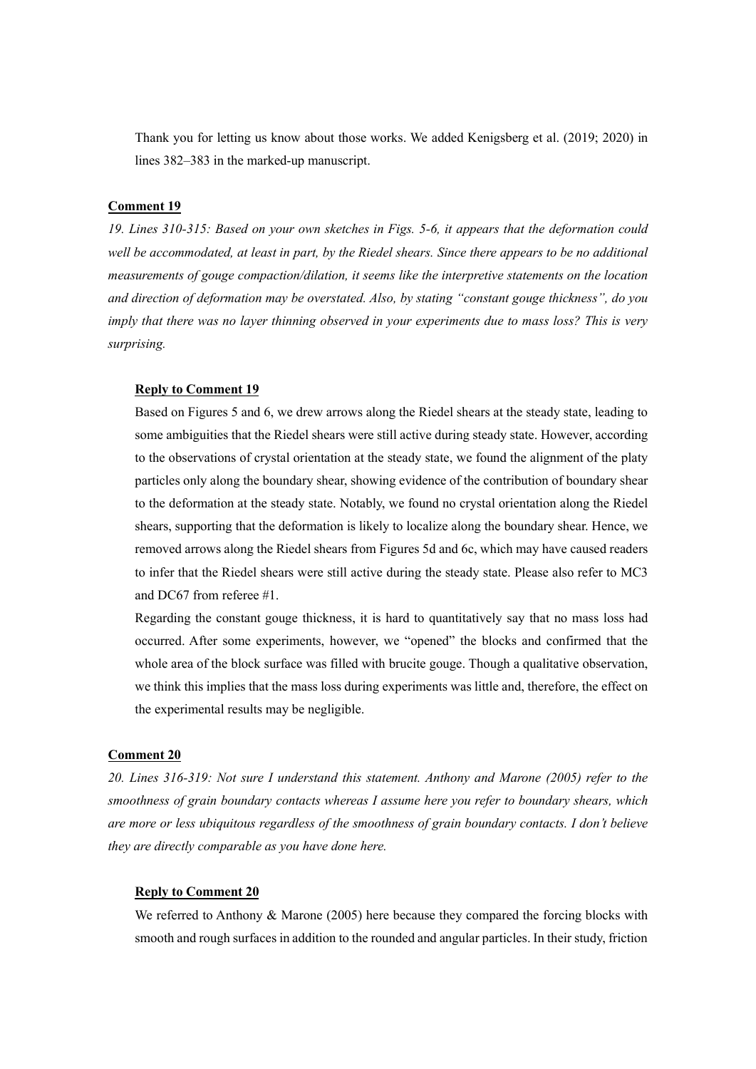Thank you for letting us know about those works. We added Kenigsberg et al. (2019; 2020) in lines 382–383 in the marked-up manuscript.

**Comment 19**

*19. Lines 310-315: Based on your own sketches in Figs. 5-6, it appears that the deformation could well be accommodated, at least in part, by the Riedel shears. Since there appears to be no additional measurements of gouge compaction/dilation, it seems like the interpretive statements on the location and direction of deformation may be overstated. Also, by stating "constant gouge thickness", do you imply that there was no layer thinning observed in your experiments due to mass loss? This is very surprising.*

**Reply to Comment 19**

Based on Figures 5 and 6, we drew arrows along the Riedel shears at the steady state, leading to some ambiguities that the Riedel shears were still active during steady state. However, according to the observations of crystal orientation at the steady state, we found the alignment of the platy particles only along the boundary shear, showing evidence of the contribution of boundary shear to the deformation at the steady state. Notably, we found no crystal orientation along the Riedel shears, supporting that the deformation is likely to localize along the boundary shear. Hence, we removed arrows along the Riedel shears from Figures 5d and 6c, which may have caused readers to infer that the Riedel shears were still active during the steady state. Please also refer to MC3 and DC67 from referee #1.

Regarding the constant gouge thickness, it is hard to quantitatively say that no mass loss had occurred. After some experiments, however, we "opened" the blocks and confirmed that the whole area of the block surface was filled with brucite gouge. Though a qualitative observation, we think this implies that the mass loss during experiments was little and, therefore, the effect on the experimental results may be negligible.

**Comment 20**

*20. Lines 316-319: Not sure I understand this statement. Anthony and Marone (2005) refer to the smoothness of grain boundary contacts whereas I assume here you refer to boundary shears, which are more or less ubiquitous regardless of the smoothness of grain boundary contacts. I don't believe they are directly comparable as you have done here.*

**Reply to Comment 20**

We referred to Anthony & Marone (2005) here because they compared the forcing blocks with smooth and rough surfaces in addition to the rounded and angular particles. In their study, friction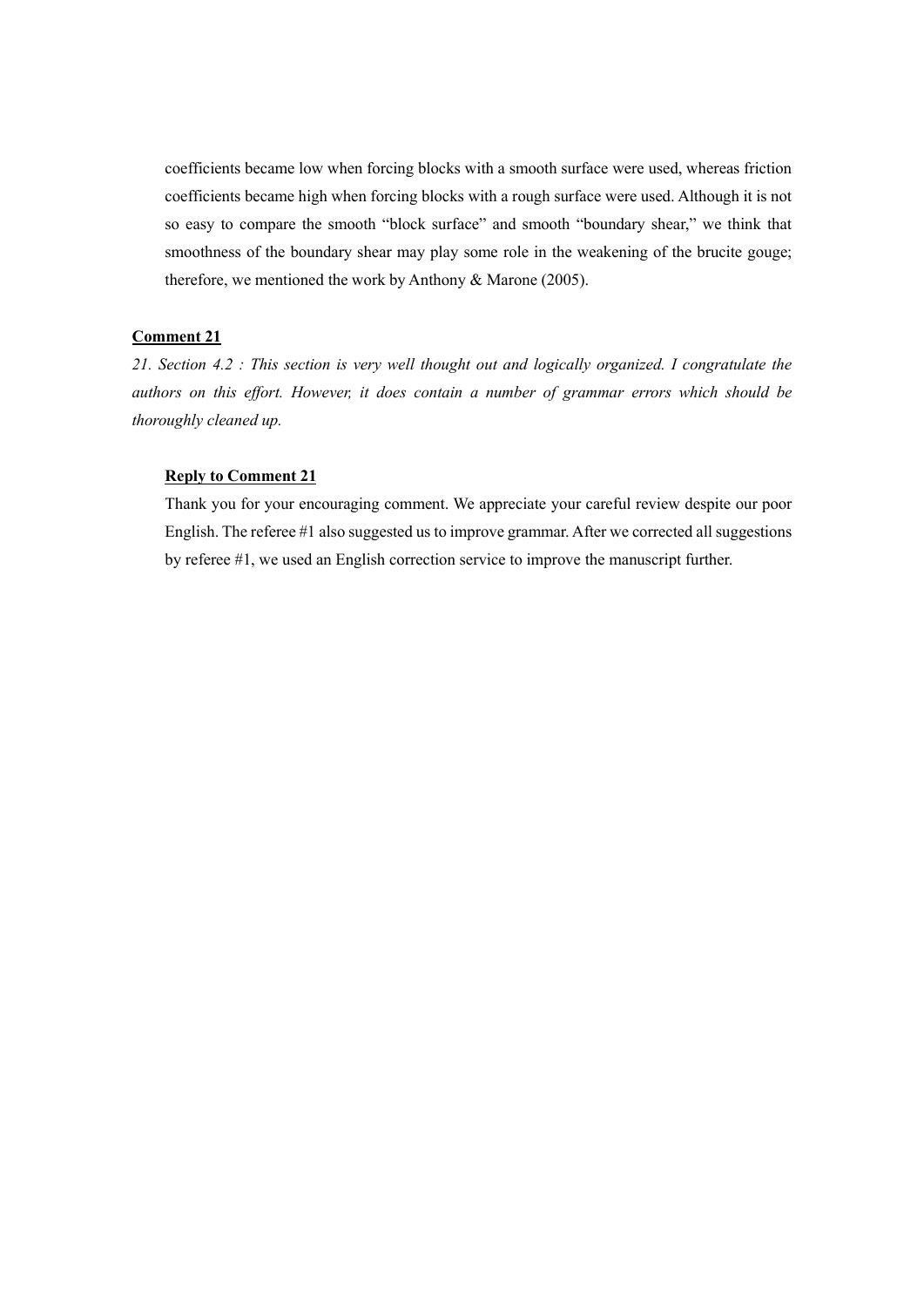coefficients became low when forcing blocks with a smooth surface were used, whereas friction coefficients became high when forcing blocks with a rough surface were used. Although it is not so easy to compare the smooth "block surface" and smooth "boundary shear," we think that smoothness of the boundary shear may play some role in the weakening of the brucite gouge; therefore, we mentioned the work by Anthony & Marone (2005).

**Comment 21**

*21. Section 4.2 : This section is very well thought out and logically organized. I congratulate the authors on this effort. However, it does contain a number of grammar errors which should be thoroughly cleaned up.*

**Reply to Comment 21**

Thank you for your encouraging comment. We appreciate your careful review despite our poor English. The referee #1 also suggested us to improve grammar. After we corrected all suggestions by referee #1, we used an English correction service to improve the manuscript further.